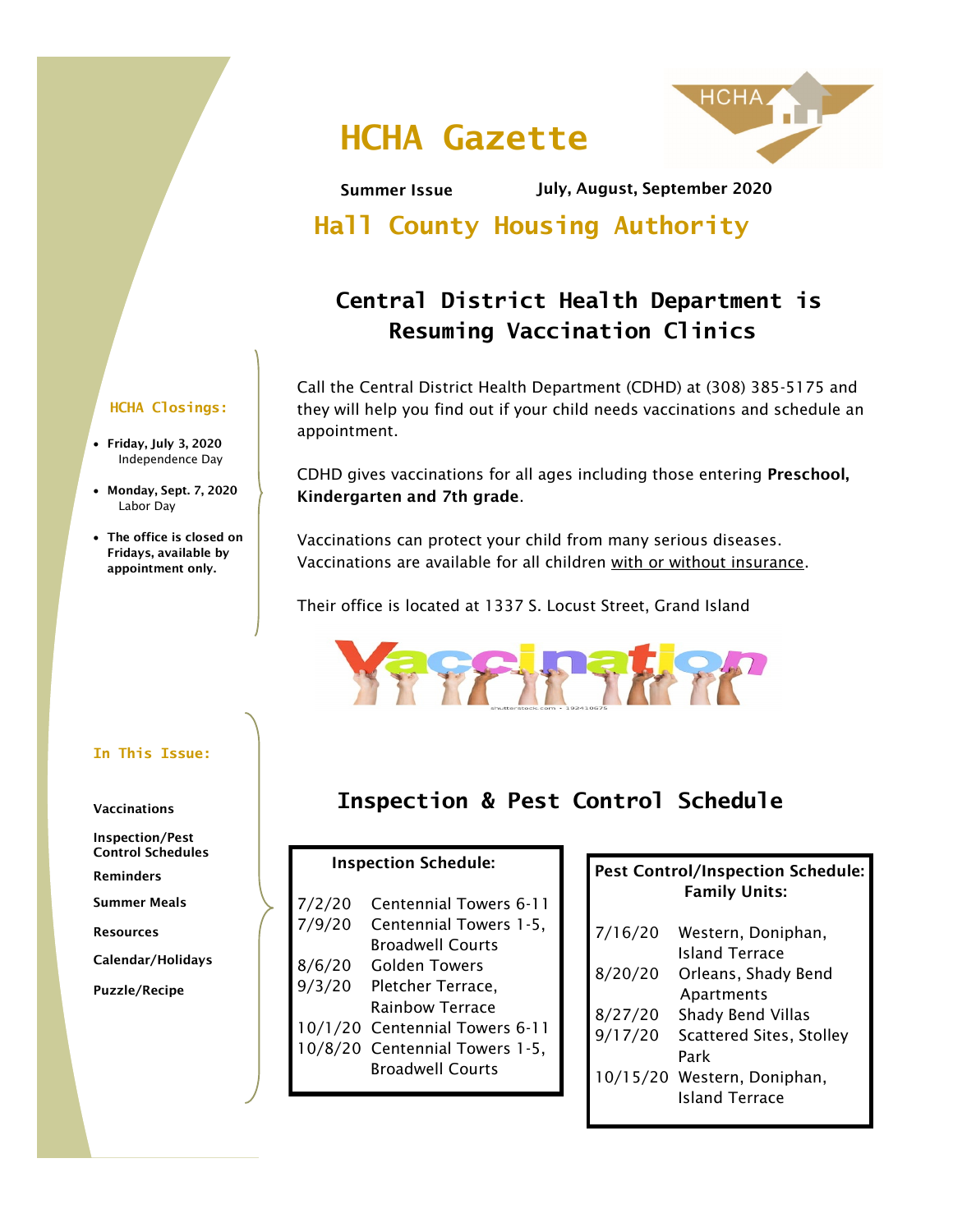# HCHA Gazette

**Summer Issue** **July, August, September 2020**

## Hall County Housing Authority

**HCHA Closings:**

- **Friday, July 3, 2020**
  Independence Day
- **Monday, Sept. 7, 2020**
  Labor Day
- **The office is closed on Fridays, available by appointment only.**

**In This Issue:**

**Vaccinations**

**Inspection/Pest Control Schedules**

**Reminders**

**Summer Meals**

**Resources**

**Calendar/Holidays**

**Puzzle/Recipe**

## Central District Health Department is Resuming Vaccination Clinics

Call the Central District Health Department (CDHD) at (308) 385-5175 and they will help you find out if your child needs vaccinations and schedule an appointment.

CDHD gives vaccinations for all ages including those entering **Preschool, Kindergarten and 7th grade**.

Vaccinations can protect your child from many serious diseases. Vaccinations are available for all children with or without insurance.

Their office is located at 1337 S. Locust Street, Grand Island

## Inspection & Pest Control Schedule

**Inspection Schedule:**

| Date | Location |
|---|---|
| 7/2/20 | Centennial Towers 6-11 |
| 7/9/20 | Centennial Towers 1-5, Broadwell Courts |
| 8/6/20 | Golden Towers |
| 9/3/20 | Pletcher Terrace, Rainbow Terrace |
| 10/1/20 | Centennial Towers 6-11 |
| 10/8/20 | Centennial Towers 1-5, Broadwell Courts |

**Pest Control/Inspection Schedule: Family Units:**

| Date | Location |
|---|---|
| 7/16/20 | Western, Doniphan, Island Terrace |
| 8/20/20 | Orleans, Shady Bend Apartments |
| 8/27/20 | Shady Bend Villas |
| 9/17/20 | Scattered Sites, Stolley Park |
| 10/15/20 | Western, Doniphan, Island Terrace |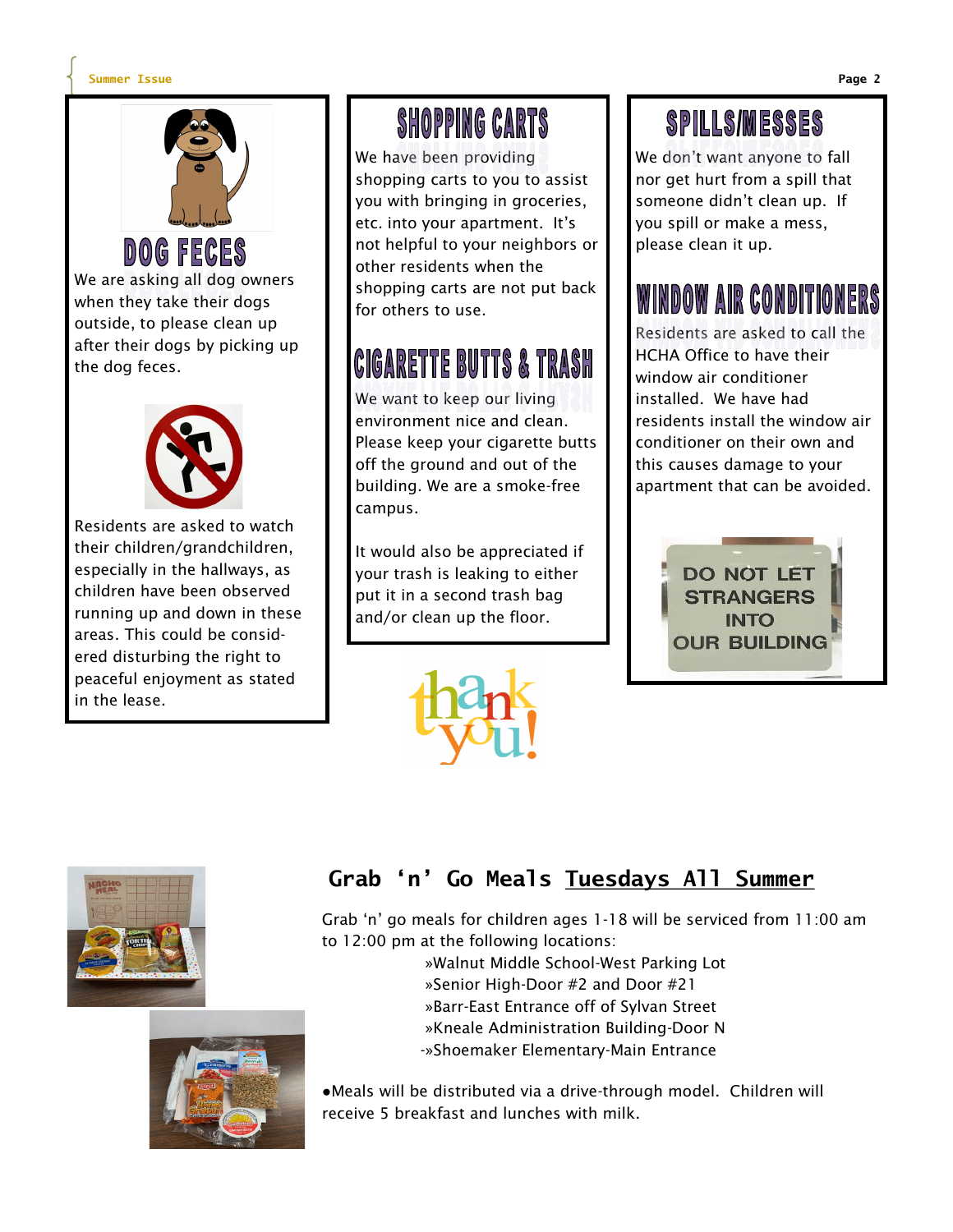## DOG FECES

We are asking all dog owners when they take their dogs outside, to please clean up after their dogs by picking up the dog feces.

Residents are asked to watch their children/grandchildren, especially in the hallways, as children have been observed running up and down in these areas. This could be considered disturbing the right to peaceful enjoyment as stated in the lease.

## SHOPPING CARTS

We have been providing shopping carts to you to assist you with bringing in groceries, etc. into your apartment. It's not helpful to your neighbors or other residents when the shopping carts are not put back for others to use.

## CIGARETTE BUTTS & TRASH

We want to keep our living environment nice and clean. Please keep your cigarette butts off the ground and out of the building. We are a smoke-free campus.

It would also be appreciated if your trash is leaking to either put it in a second trash bag and/or clean up the floor.

thank you!

## SPILLS/MESSES

We don't want anyone to fall nor get hurt from a spill that someone didn't clean up. If you spill or make a mess, please clean it up.

## WINDOW AIR CONDITIONERS

Residents are asked to call the HCHA Office to have their window air conditioner installed. We have had residents install the window air conditioner on their own and this causes damage to your apartment that can be avoided.

DO NOT LET STRANGERS INTO OUR BUILDING

## Grab 'n' Go Meals <u>Tuesdays All Summer</u>

Grab 'n' go meals for children ages 1-18 will be serviced from 11:00 am to 12:00 pm at the following locations:

- »Walnut Middle School-West Parking Lot
- »Senior High-Door #2 and Door #21
- »Barr-East Entrance off of Sylvan Street
- »Kneale Administration Building-Door N
- -»Shoemaker Elementary-Main Entrance

●Meals will be distributed via a drive-through model. Children will receive 5 breakfast and lunches with milk.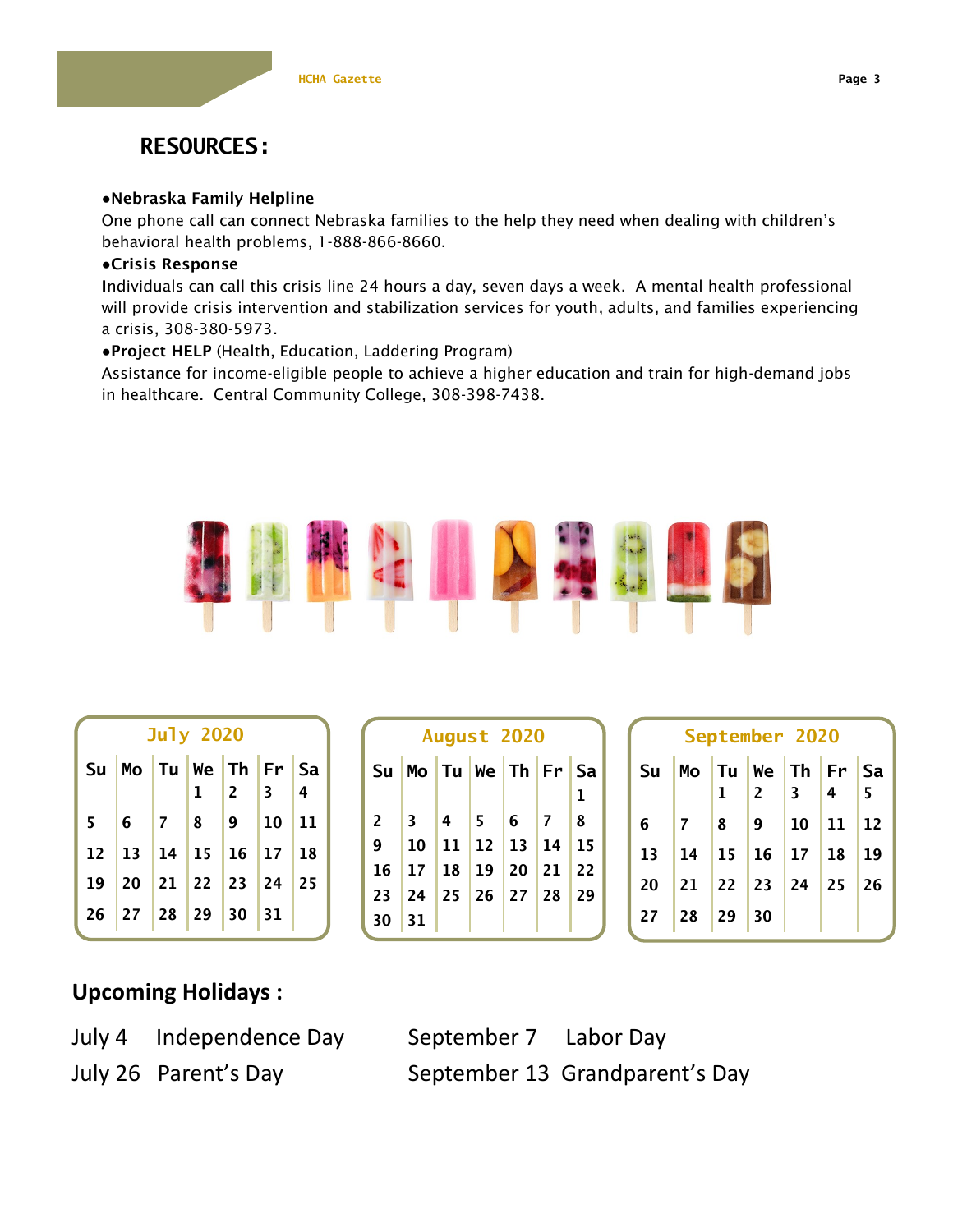## RESOURCES:

**●Nebraska Family Helpline**

One phone call can connect Nebraska families to the help they need when dealing with children's behavioral health problems, 1-888-866-8660.

**●Crisis Response**

Individuals can call this crisis line 24 hours a day, seven days a week. A mental health professional will provide crisis intervention and stabilization services for youth, adults, and families experiencing a crisis, 308-380-5973.

**●Project HELP** (Health, Education, Laddering Program)

Assistance for income-eligible people to achieve a higher education and train for high-demand jobs in healthcare. Central Community College, 308-398-7438.

**July 2020**

| Su | Mo | Tu | We | Th | Fr | Sa |
|---|---|---|---|---|---|---|
| | | | 1 | 2 | 3 | 4 |
| 5 | 6 | 7 | 8 | 9 | 10 | 11 |
| 12 | 13 | 14 | 15 | 16 | 17 | 18 |
| 19 | 20 | 21 | 22 | 23 | 24 | 25 |
| 26 | 27 | 28 | 29 | 30 | 31 | |

**August 2020**

| Su | Mo | Tu | We | Th | Fr | Sa |
|---|---|---|---|---|---|---|
| | | | | | | 1 |
| 2 | 3 | 4 | 5 | 6 | 7 | 8 |
| 9 | 10 | 11 | 12 | 13 | 14 | 15 |
| 16 | 17 | 18 | 19 | 20 | 21 | 22 |
| 23 | 24 | 25 | 26 | 27 | 28 | 29 |
| 30 | 31 | | | | | |

**September 2020**

| Su | Mo | Tu | We | Th | Fr | Sa |
|---|---|---|---|---|---|---|
| | | 1 | 2 | 3 | 4 | 5 |
| 6 | 7 | 8 | 9 | 10 | 11 | 12 |
| 13 | 14 | 15 | 16 | 17 | 18 | 19 |
| 20 | 21 | 22 | 23 | 24 | 25 | 26 |
| 27 | 28 | 29 | 30 | | | |

### Upcoming Holidays :

July 4 Independence Day

July 26 Parent's Day

September 7 Labor Day

September 13 Grandparent's Day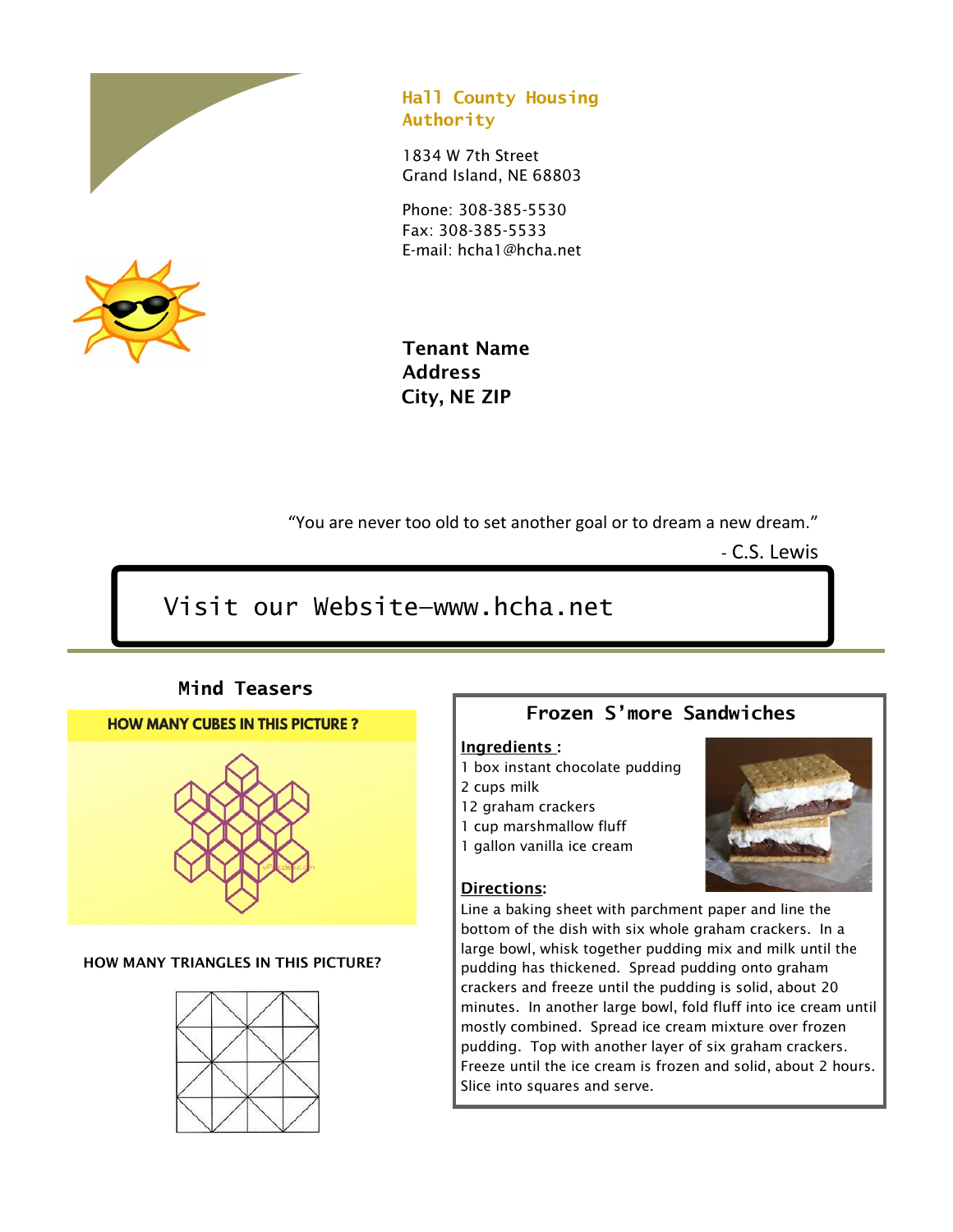**Hall County Housing Authority**

1834 W 7th Street
Grand Island, NE 68803

Phone: 308-385-5530
Fax: 308-385-5533
E-mail: hcha1@hcha.net

**Tenant Name**
**Address**
**City, NE ZIP**

"You are never too old to set another goal or to dream a new dream."

- C.S. Lewis

Visit our Website—www.hcha.net

## Mind Teasers

**HOW MANY CUBES IN THIS PICTURE ?**

**HOW MANY TRIANGLES IN THIS PICTURE?**

## Frozen S'more Sandwiches

**Ingredients :**

1 box instant chocolate pudding
2 cups milk
12 graham crackers
1 cup marshmallow fluff
1 gallon vanilla ice cream

**Directions:**

Line a baking sheet with parchment paper and line the bottom of the dish with six whole graham crackers. In a large bowl, whisk together pudding mix and milk until the pudding has thickened. Spread pudding onto graham crackers and freeze until the pudding is solid, about 20 minutes. In another large bowl, fold fluff into ice cream until mostly combined. Spread ice cream mixture over frozen pudding. Top with another layer of six graham crackers. Freeze until the ice cream is frozen and solid, about 2 hours. Slice into squares and serve.